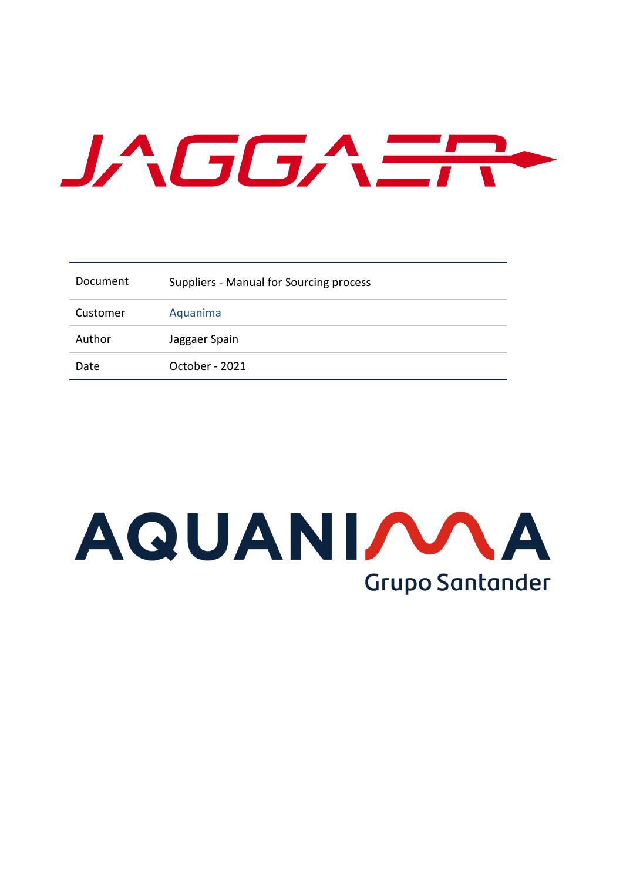JAGGAER

| Document | Suppliers - Manual for Sourcing process |
| --- | --- |
| Customer | Aquanima |
| Author | Jaggaer Spain |
| Date | October - 2021 |

AQUANIMA

Grupo Santander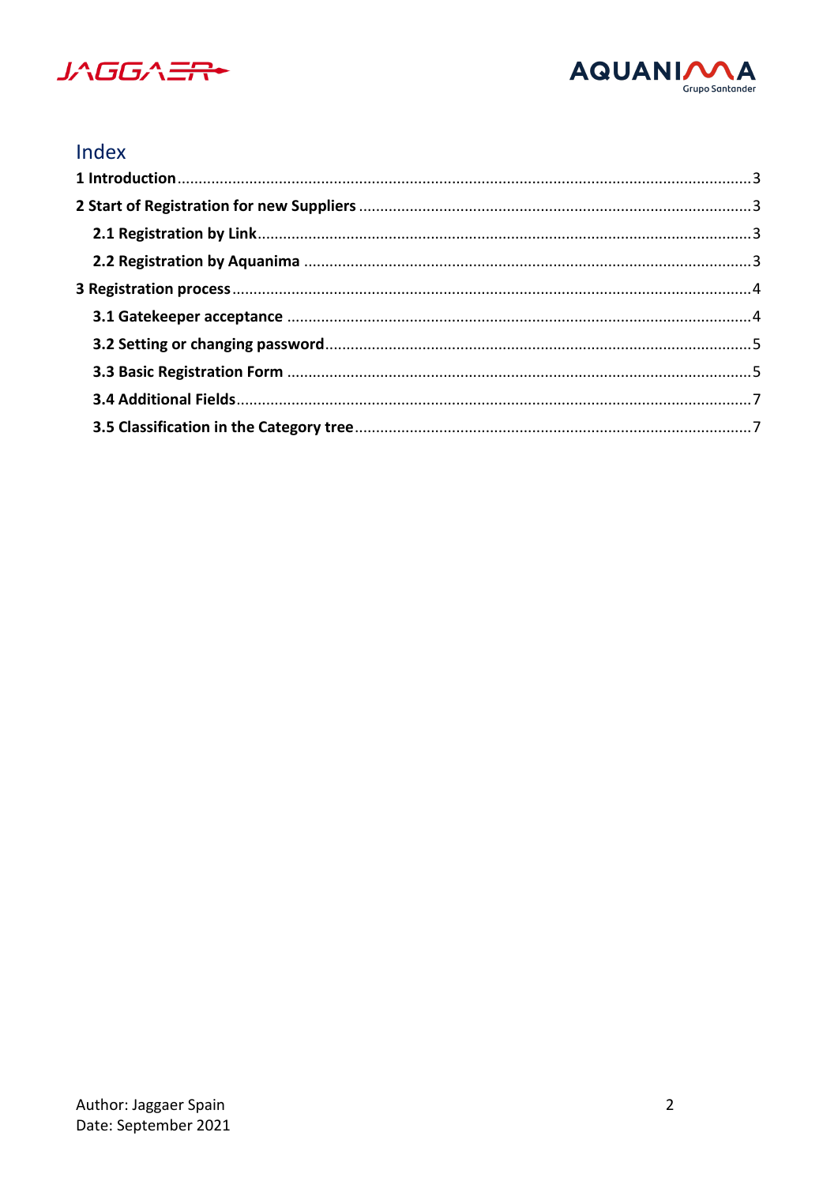# Index

**1 Introduction** .......... 3

**2 Start of Registration for new Suppliers** .......... 3

- **2.1 Registration by Link** .......... 3
- **2.2 Registration by Aquanima** .......... 3

**3 Registration process** .......... 4

- **3.1 Gatekeeper acceptance** .......... 4
- **3.2 Setting or changing password** .......... 5
- **3.3 Basic Registration Form** .......... 5
- **3.4 Additional Fields** .......... 7
- **3.5 Classification in the Category tree** .......... 7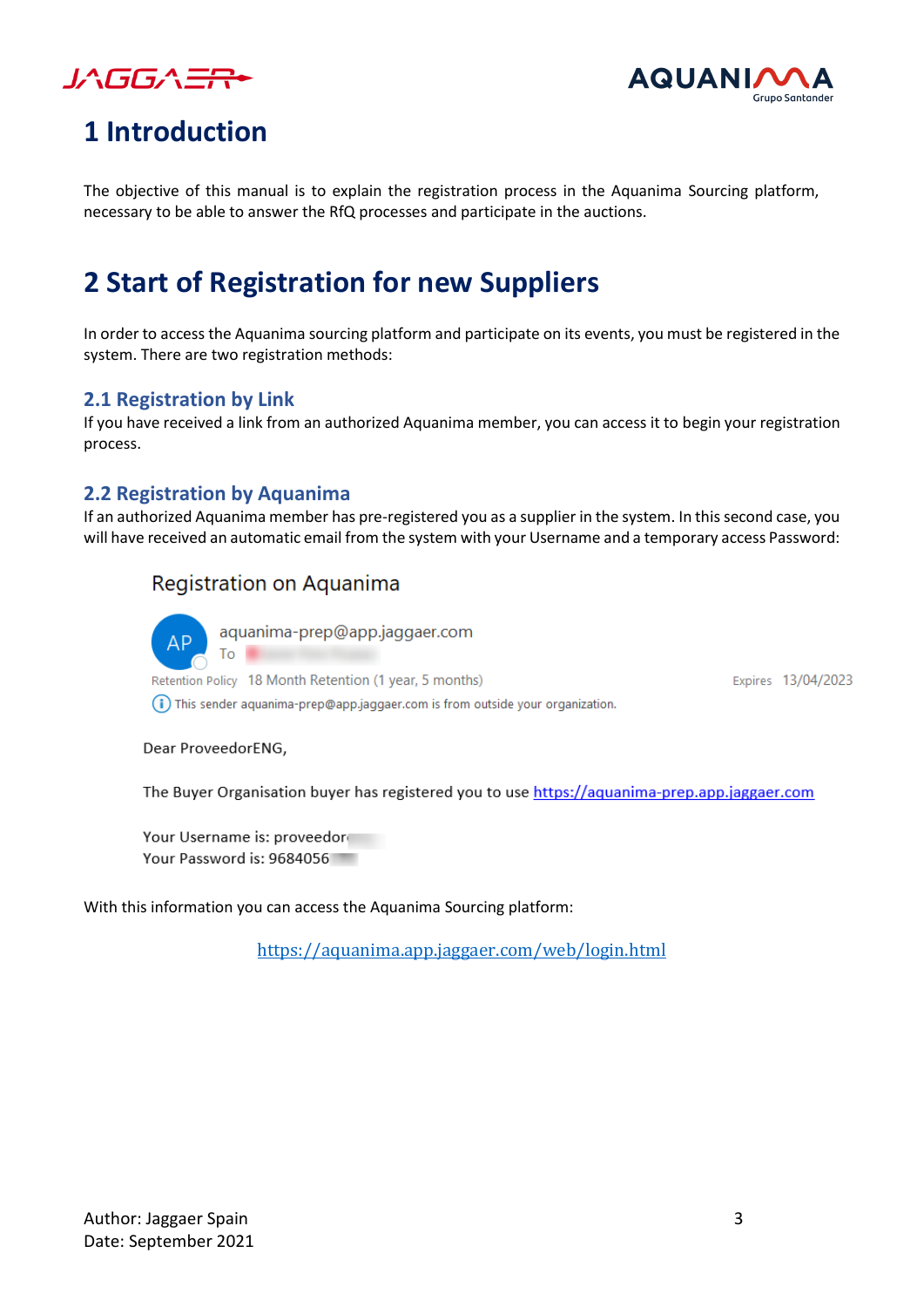# 1 Introduction

The objective of this manual is to explain the registration process in the Aquanima Sourcing platform, necessary to be able to answer the RfQ processes and participate in the auctions.

# 2 Start of Registration for new Suppliers

In order to access the Aquanima sourcing platform and participate on its events, you must be registered in the system. There are two registration methods:

## 2.1 Registration by Link

If you have received a link from an authorized Aquanima member, you can access it to begin your registration process.

## 2.2 Registration by Aquanima

If an authorized Aquanima member has pre-registered you as a supplier in the system. In this second case, you will have received an automatic email from the system with your Username and a temporary access Password:

Registration on Aquanima

aquanima-prep@app.jaggaer.com

To

Retention Policy 18 Month Retention (1 year, 5 months) Expires 13/04/2023

This sender aquanima-prep@app.jaggaer.com is from outside your organization.

Dear ProveedorENG,

The Buyer Organisation buyer has registered you to use https://aquanima-prep.app.jaggaer.com

Your Username is: proveedor

Your Password is: 9684056

With this information you can access the Aquanima Sourcing platform:

https://aquanima.app.jaggaer.com/web/login.html

Author: Jaggaer Spain
Date: September 2021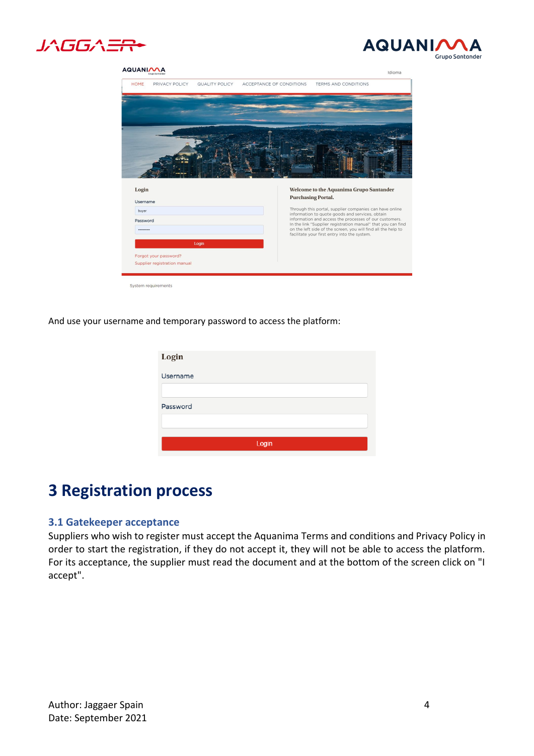And use your username and temporary password to access the platform:

# 3 Registration process

## 3.1 Gatekeeper acceptance

Suppliers who wish to register must accept the Aquanima Terms and conditions and Privacy Policy in order to start the registration, if they do not accept it, they will not be able to access the platform. For its acceptance, the supplier must read the document and at the bottom of the screen click on "I accept".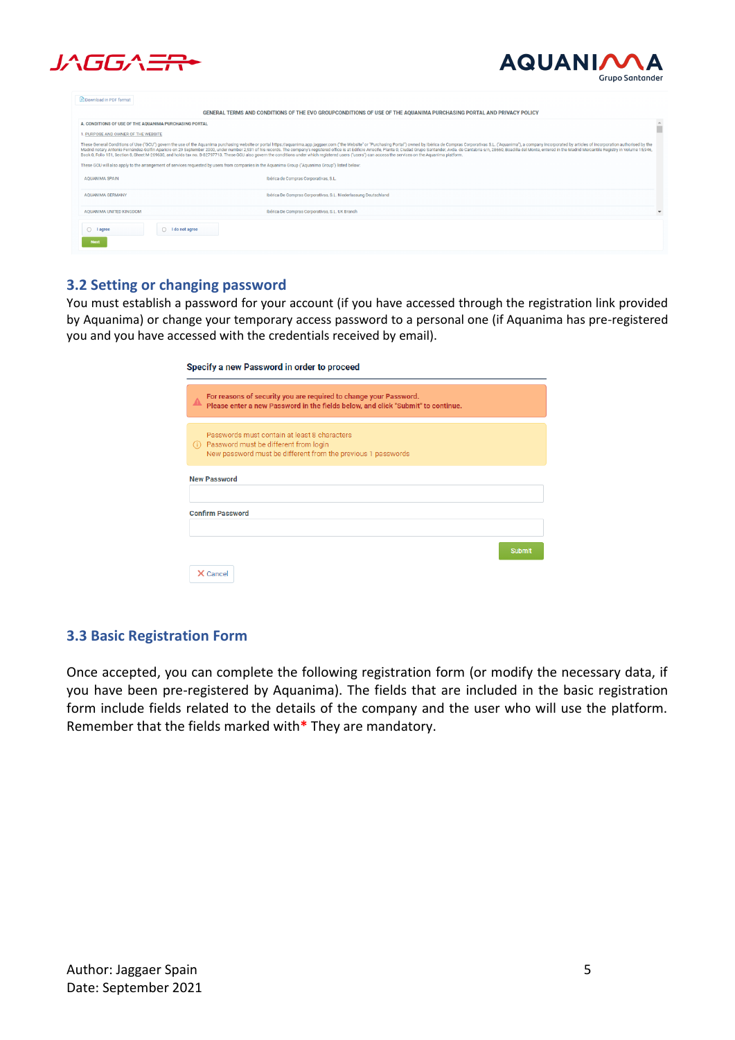## 3.2 Setting or changing password

You must establish a password for your account (if you have accessed through the registration link provided by Aquanima) or change your temporary access password to a personal one (if Aquanima has pre-registered you and you have accessed with the credentials received by email).

## 3.3 Basic Registration Form

Once accepted, you can complete the following registration form (or modify the necessary data, if you have been pre-registered by Aquanima). The fields that are included in the basic registration form include fields related to the details of the company and the user who will use the platform. Remember that the fields marked with* They are mandatory.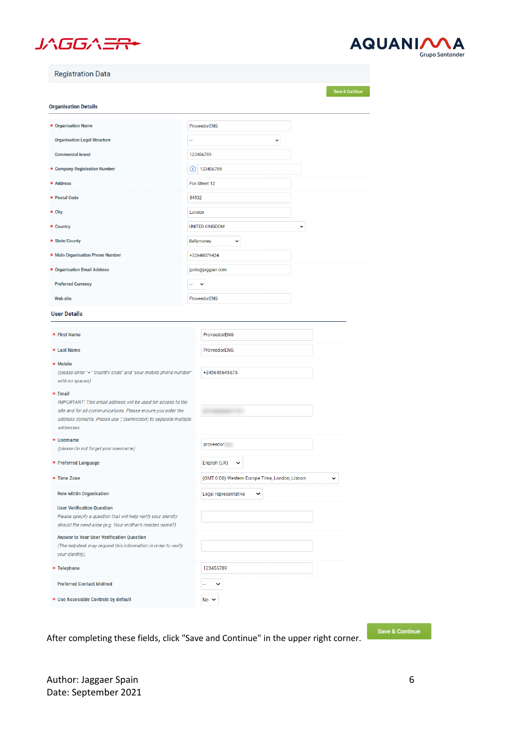Registration Data

Save & Continue

**Organisation Details**

| Field | Value |
|---|---|
| * Organisation Name | ProveedorENG |
| Organisation Legal Structure | -- |
| Commercial brand | 123456789 |
| * Company Registration Number | 123456789 |
| * Address | Fox Street 12 |
| * Postal Code | 34532 |
| * City | London |
| * Country | UNITED KINGDOM |
| * State/County | Ballymoney |
| * Main Organisation Phone Number | +32640079424 |
| * Organisation Email Address | jpolo@jaggaer.com |
| Preferred Currency | -- |
| Web site | ProveedorENG |

**User Details**

| Field | Value |
|---|---|
| * First Name | ProveedorENG |
| * Last Name | ProveedorENG |
| * Mobile<br>*(please enter '+' "country code" and "your mobile phone number" with no spaces)* | +345645645575 |
| * Email<br>*IMPORTANT: This email address will be used for access to the site and for all communications. Please ensure you enter the address correctly. Please use ';' (semicolon) to separate multiple addresses.* | |
| * Username<br>*(please do not forget your username)* | proveedor |
| * Preferred Language | English (UK) |
| * Time Zone | (GMT 0:00) Western Europe Time, London, Lisbon |
| Role within Organisation | Legal representative |
| User Verification Question<br>*Please specify a question that will help verify your identity should the need arise (e.g. Your mother's maiden name?)* | |
| Answer to Your User Verification Question<br>*(The helpdesk may request this information in order to verify your identity).* | |
| * Telephone | 123456789 |
| Preferred Contact Method | -- |
| * Use Accessible Controls by default | No |

After completing these fields, click "Save and Continue" in the upper right corner. Save & Continue

Author: Jaggaer Spain
Date: September 2021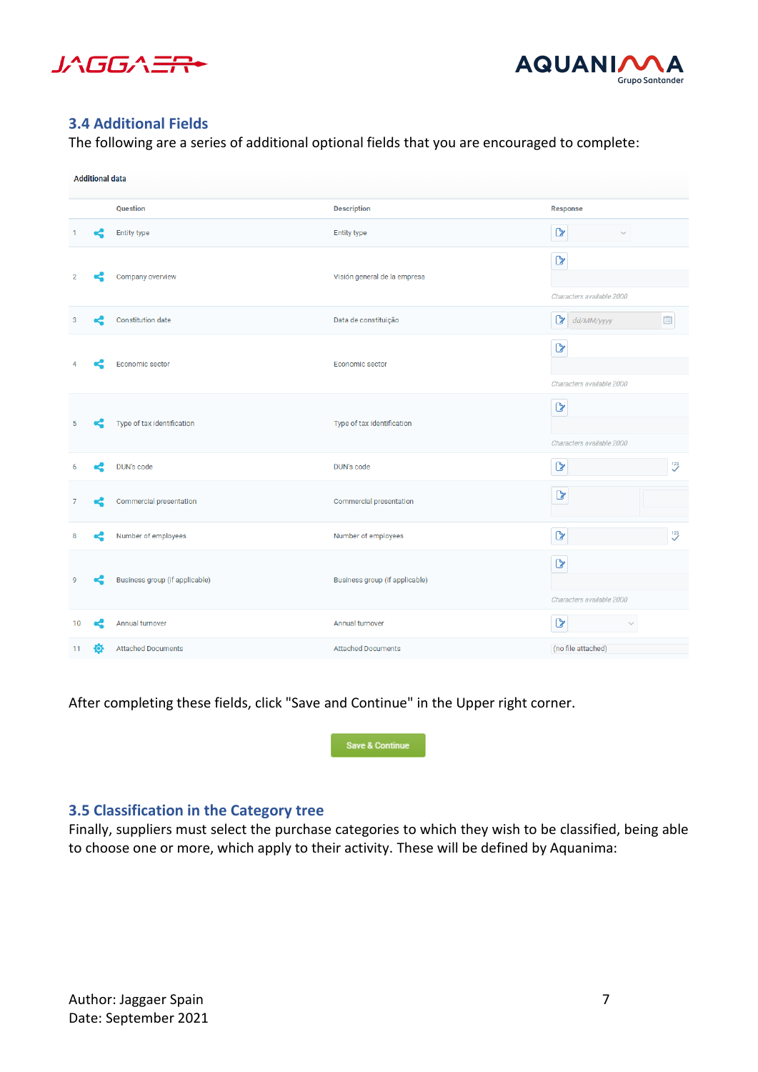## 3.4 Additional Fields

The following are a series of additional optional fields that you are encouraged to complete:

**Additional data**

| | Question | Description | Response |
|---|---|---|---|
| 1 | Entity type | Entity type | |
| 2 | Company overview | Visión general de la empresa | Characters available 2000 |
| 3 | Constitution date | Data de constituição | dd/MM/yyyy |
| 4 | Economic sector | Economic sector | Characters available 2000 |
| 5 | Type of tax identification | Type of tax identification | Characters available 2000 |
| 6 | DUN's code | DUN's code | |
| 7 | Commercial presentation | Commercial presentation | |
| 8 | Number of employees | Number of employees | |
| 9 | Business group (if applicable) | Business group (if applicable) | Characters available 2000 |
| 10 | Annual turnover | Annual turnover | |
| 11 | Attached Documents | Attached Documents | (no file attached) |

After completing these fields, click "Save and Continue" in the Upper right corner.

Save & Continue

## 3.5 Classification in the Category tree

Finally, suppliers must select the purchase categories to which they wish to be classified, being able to choose one or more, which apply to their activity. These will be defined by Aquanima:

Author: Jaggaer Spain
Date: September 2021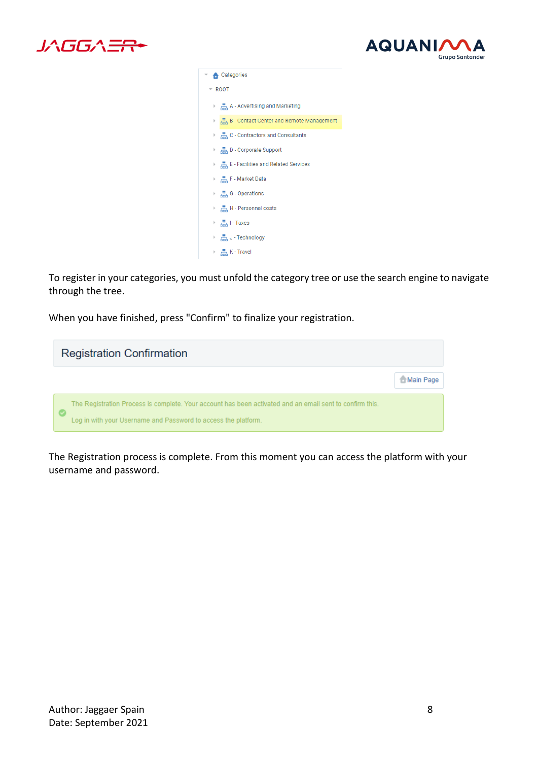To register in your categories, you must unfold the category tree or use the search engine to navigate through the tree.

When you have finished, press "Confirm" to finalize your registration.

The Registration process is complete. From this moment you can access the platform with your username and password.

Author: Jaggaer Spain
Date: September 2021